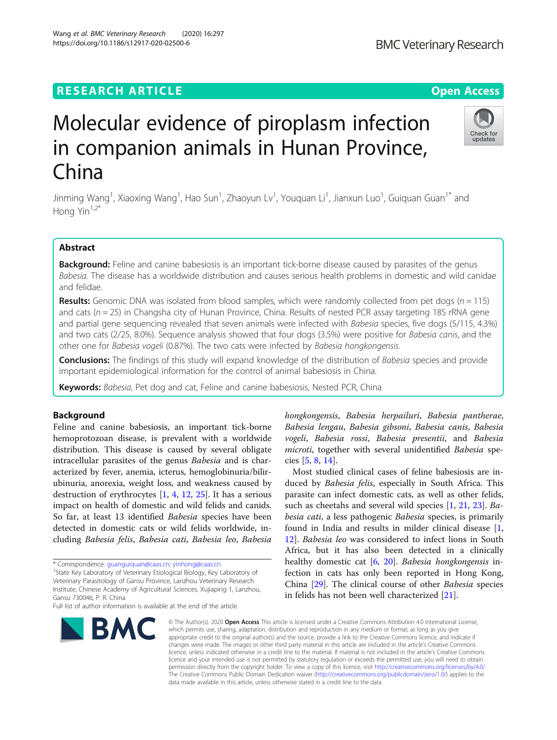RESEARCH ARTICLE

Open Access

# Molecular evidence of piroplasm infection in companion animals in Hunan Province, China

Jinming Wang[1], Xiaoxing Wang[1], Hao Sun[1], Zhaoyun Lv[1], Youquan Li[1], Jianxun Luo[1], Guiquan Guan[1*] and Hong Yin[1,2*]

## Abstract

**Background:** Feline and canine babesiosis is an important tick-borne disease caused by parasites of the genus *Babesia*. The disease has a worldwide distribution and causes serious health problems in domestic and wild canidae and felidae.

**Results:** Genomic DNA was isolated from blood samples, which were randomly collected from pet dogs ($n = 115$) and cats ($n = 25$) in Changsha city of Hunan Province, China. Results of nested PCR assay targeting 18S rRNA gene and partial gene sequencing revealed that seven animals were infected with *Babesia* species, five dogs (5/115, 4.3%) and two cats (2/25, 8.0%). Sequence analysis showed that four dogs (3.5%) were positive for *Babesia canis*, and the other one for *Babesia vogeli* (0.87%). The two cats were infected by *Babesia hongkongensis*.

**Conclusions:** The findings of this study will expand knowledge of the distribution of *Babesia* species and provide important epidemiological information for the control of animal babesiosis in China.

**Keywords:** *Babesia*, Pet dog and cat, Feline and canine babesiosis, Nested PCR, China

## Background

Feline and canine babesiosis, an important tick-borne hemoprotozoan disease, is prevalent with a worldwide distribution. This disease is caused by several obligate intracellular parasites of the genus *Babesia* and is characterized by fever, anemia, icterus, hemoglobinuria/bilirubinuria, anorexia, weight loss, and weakness caused by destruction of erythrocytes [1, 4, 12, 25]. It has a serious impact on health of domestic and wild felids and canids. So far, at least 13 identified *Babesia* species have been detected in domestic cats or wild felids worldwide, including *Babesia felis*, *Babesia cati*, *Babesia leo*, *Babesia hongkongensis*, *Babesia herpailuri*, *Babesia pantherae*, *Babesia lengau*, *Babesia gibsoni*, *Babesia canis*, *Babesia vogeli*, *Babesia rossi*, *Babesia presentii*, and *Babesia microti*, together with several unidentified *Babesia* species [5, 8, 14].

Most studied clinical cases of feline babesiosis are induced by *Babesia felis*, especially in South Africa. This parasite can infect domestic cats, as well as other felids, such as cheetahs and several wild species [1, 21, 23]. *Babesia cati*, a less pathogenic *Babesia* species, is primarily found in India and results in milder clinical disease [1, 12]. *Babesia leo* was considered to infect lions in South Africa, but it has also been detected in a clinically healthy domestic cat [6, 20]. *Babesia hongkongensis* infection in cats has only been reported in Hong Kong, China [29]. The clinical course of other *Babesia* species in felids has not been well characterized [21].

\* Correspondence: guanguiquan@caas.cn; yinhong@caas.cn
[1]State Key Laboratory of Veterinary Etiological Biology, Key Laboratory of Veterinary Parasitology of Gansu Province, Lanzhou Veterinary Research Institute, Chinese Academy of Agricultural Sciences, Xujiaping 1, Lanzhou, Gansu 730046, P. R. China
Full list of author information is available at the end of the article

© The Author(s). 2020 **Open Access** This article is licensed under a Creative Commons Attribution 4.0 International License, which permits use, sharing, adaptation, distribution and reproduction in any medium or format, as long as you give appropriate credit to the original author(s) and the source, provide a link to the Creative Commons licence, and indicate if changes were made. The images or other third party material in this article are included in the article's Creative Commons licence, unless indicated otherwise in a credit line to the material. If material is not included in the article's Creative Commons licence and your intended use is not permitted by statutory regulation or exceeds the permitted use, you will need to obtain permission directly from the copyright holder. To view a copy of this licence, visit http://creativecommons.org/licenses/by/4.0/. The Creative Commons Public Domain Dedication waiver (http://creativecommons.org/publicdomain/zero/1.0/) applies to the data made available in this article, unless otherwise stated in a credit line to the data.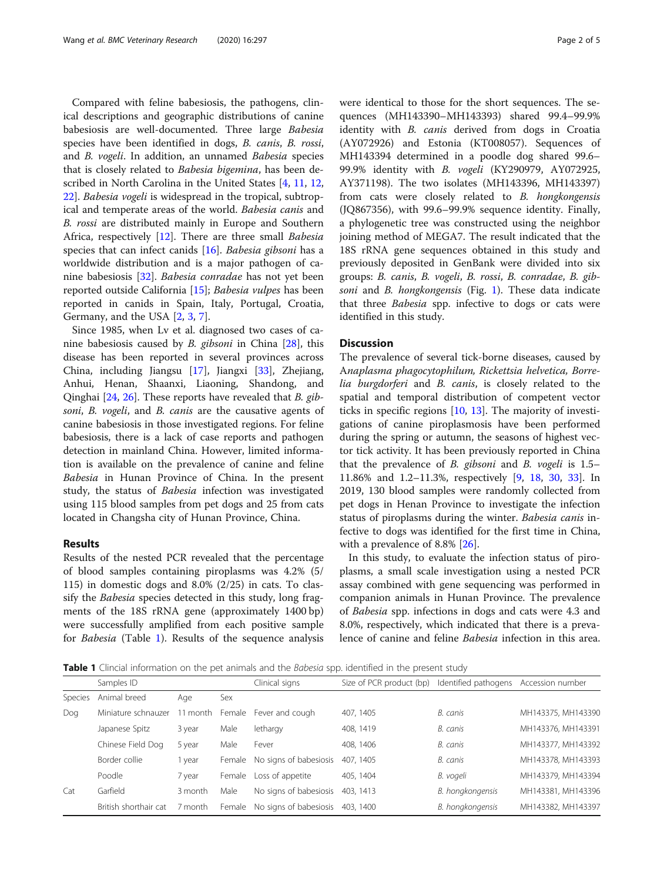Compared with feline babesiosis, the pathogens, clinical descriptions and geographic distributions of canine babesiosis are well-documented. Three large *Babesia* species have been identified in dogs, *B. canis*, *B. rossi*, and *B. vogeli*. In addition, an unnamed *Babesia* species that is closely related to *Babesia bigemina*, has been described in North Carolina in the United States [4, 11, 12, 22]. *Babesia vogeli* is widespread in the tropical, subtropical and temperate areas of the world. *Babesia canis* and *B. rossi* are distributed mainly in Europe and Southern Africa, respectively [12]. There are three small *Babesia* species that can infect canids [16]. *Babesia gibsoni* has a worldwide distribution and is a major pathogen of canine babesiosis [32]. *Babesia conradae* has not yet been reported outside California [15]; *Babesia vulpes* has been reported in canids in Spain, Italy, Portugal, Croatia, Germany, and the USA [2, 3, 7].

Since 1985, when Lv et al. diagnosed two cases of canine babesiosis caused by *B. gibsoni* in China [28], this disease has been reported in several provinces across China, including Jiangsu [17], Jiangxi [33], Zhejiang, Anhui, Henan, Shaanxi, Liaoning, Shandong, and Qinghai [24, 26]. These reports have revealed that *B. gibsoni*, *B. vogeli*, and *B. canis* are the causative agents of canine babesiosis in those investigated regions. For feline babesiosis, there is a lack of case reports and pathogen detection in mainland China. However, limited information is available on the prevalence of canine and feline *Babesia* in Hunan Province of China. In the present study, the status of *Babesia* infection was investigated using 115 blood samples from pet dogs and 25 from cats located in Changsha city of Hunan Province, China.

## Results

Results of the nested PCR revealed that the percentage of blood samples containing piroplasms was 4.2% (5/115) in domestic dogs and 8.0% (2/25) in cats. To classify the *Babesia* species detected in this study, long fragments of the 18S rRNA gene (approximately 1400 bp) were successfully amplified from each positive sample for *Babesia* (Table 1). Results of the sequence analysis were identical to those for the short sequences. The sequences (MH143390–MH143393) shared 99.4–99.9% identity with *B. canis* derived from dogs in Croatia (AY072926) and Estonia (KT008057). Sequences of MH143394 determined in a poodle dog shared 99.6–99.9% identity with *B. vogeli* (KY290979, AY072925, AY371198). The two isolates (MH143396, MH143397) from cats were closely related to *B. hongkongensis* (JQ867356), with 99.6–99.9% sequence identity. Finally, a phylogenetic tree was constructed using the neighbor joining method of MEGA7. The result indicated that the 18S rRNA gene sequences obtained in this study and previously deposited in GenBank were divided into six groups: *B. canis*, *B. vogeli*, *B. rossi*, *B. conradae*, *B. gibsoni* and *B. hongkongensis* (Fig. 1). These data indicate that three *Babesia* spp. infective to dogs or cats were identified in this study.

## Discussion

The prevalence of several tick-borne diseases, caused by *Anaplasma phagocytophilum, Rickettsia helvetica, Borrelia burgdorferi* and *B. canis*, is closely related to the spatial and temporal distribution of competent vector ticks in specific regions [10, 13]. The majority of investigations of canine piroplasmosis have been performed during the spring or autumn, the seasons of highest vector tick activity. It has been previously reported in China that the prevalence of *B. gibsoni* and *B. vogeli* is 1.5–11.86% and 1.2–11.3%, respectively [9, 18, 30, 33]. In 2019, 130 blood samples were randomly collected from pet dogs in Henan Province to investigate the infection status of piroplasms during the winter. *Babesia canis* infective to dogs was identified for the first time in China, with a prevalence of 8.8% [26].

In this study, to evaluate the infection status of piroplasms, a small scale investigation using a nested PCR assay combined with gene sequencing was performed in companion animals in Hunan Province. The prevalence of *Babesia* spp. infections in dogs and cats were 4.3 and 8.0%, respectively, which indicated that there is a prevalence of canine and feline *Babesia* infection in this area.

**Table 1** Clincial information on the pet animals and the *Babesia* spp. identified in the present study

| | Samples ID | | | Clinical signs | Size of PCR product (bp) | Identified pathogens | Accession number |
|---|---|---|---|---|---|---|---|
| Species | Animal breed | Age | Sex | | | | |
| Dog | Miniature schnauzer | 11 month | Female | Fever and cough | 407, 1405 | *B. canis* | MH143375, MH143390 |
| | Japanese Spitz | 3 year | Male | lethargy | 408, 1419 | *B. canis* | MH143376, MH143391 |
| | Chinese Field Dog | 5 year | Male | Fever | 408, 1406 | *B. canis* | MH143377, MH143392 |
| | Border collie | 1 year | Female | No signs of babesiosis | 407, 1405 | *B. canis* | MH143378, MH143393 |
| | Poodle | 7 year | Female | Loss of appetite | 405, 1404 | *B. vogeli* | MH143379, MH143394 |
| Cat | Garfield | 3 month | Male | No signs of babesiosis | 403, 1413 | *B. hongkongensis* | MH143381, MH143396 |
| | British shorthair cat | 7 month | Female | No signs of babesiosis | 403, 1400 | *B. hongkongensis* | MH143382, MH143397 |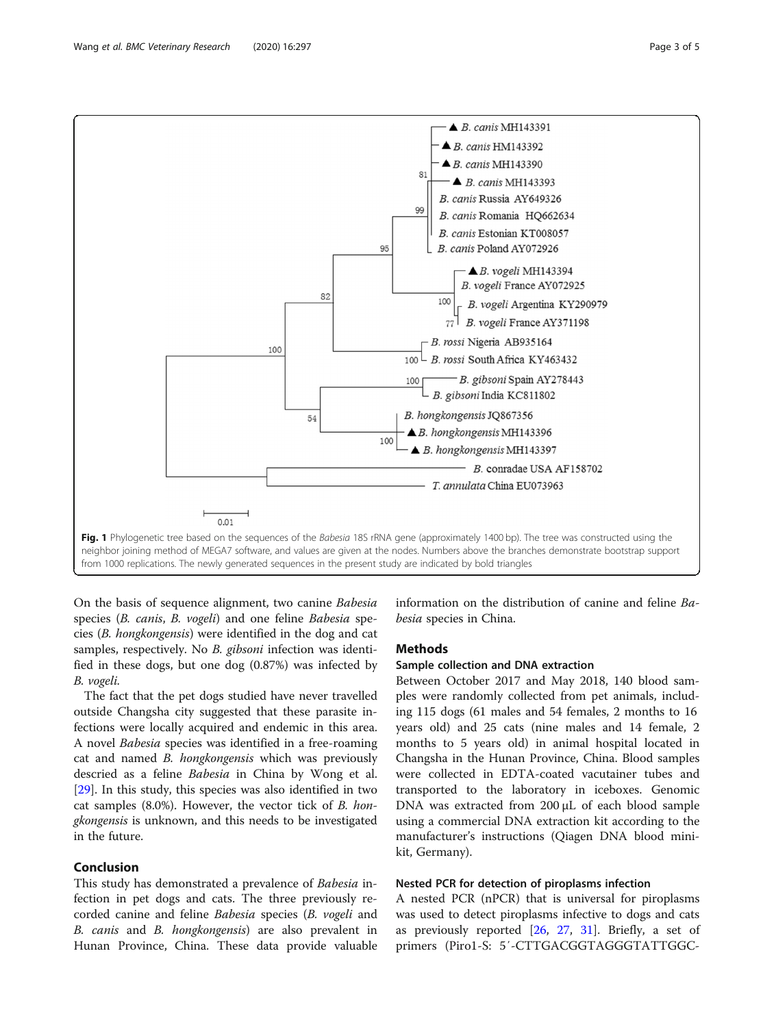Fig. 1 Phylogenetic tree based on the sequences of the *Babesia* 18S rRNA gene (approximately 1400 bp). The tree was constructed using the neighbor joining method of MEGA7 software, and values are given at the nodes. Numbers above the branches demonstrate bootstrap support from 1000 replications. The newly generated sequences in the present study are indicated by bold triangles

On the basis of sequence alignment, two canine *Babesia* species (*B. canis*, *B. vogeli*) and one feline *Babesia* species (*B. hongkongensis*) were identified in the dog and cat samples, respectively. No *B. gibsoni* infection was identified in these dogs, but one dog (0.87%) was infected by *B. vogeli.*

The fact that the pet dogs studied have never travelled outside Changsha city suggested that these parasite infections were locally acquired and endemic in this area. A novel *Babesia* species was identified in a free-roaming cat and named *B. hongkongensis* which was previously descried as a feline *Babesia* in China by Wong et al. [29]. In this study, this species was also identified in two cat samples (8.0%). However, the vector tick of *B. hongkongensis* is unknown, and this needs to be investigated in the future.

## Conclusion

This study has demonstrated a prevalence of *Babesia* infection in pet dogs and cats. The three previously recorded canine and feline *Babesia* species (*B. vogeli* and *B. canis* and *B. hongkongensis*) are also prevalent in Hunan Province, China. These data provide valuable information on the distribution of canine and feline *Babesia* species in China.

## Methods

### Sample collection and DNA extraction

Between October 2017 and May 2018, 140 blood samples were randomly collected from pet animals, including 115 dogs (61 males and 54 females, 2 months to 16 years old) and 25 cats (nine males and 14 female, 2 months to 5 years old) in animal hospital located in Changsha in the Hunan Province, China. Blood samples were collected in EDTA-coated vacutainer tubes and transported to the laboratory in iceboxes. Genomic DNA was extracted from 200 μL of each blood sample using a commercial DNA extraction kit according to the manufacturer's instructions (Qiagen DNA blood minikit, Germany).

### Nested PCR for detection of piroplasms infection

A nested PCR (nPCR) that is universal for piroplasms was used to detect piroplasms infective to dogs and cats as previously reported [26, 27, 31]. Briefly, a set of primers (Piro1-S: 5′-CTTGACGGTAGGGTATTGGC-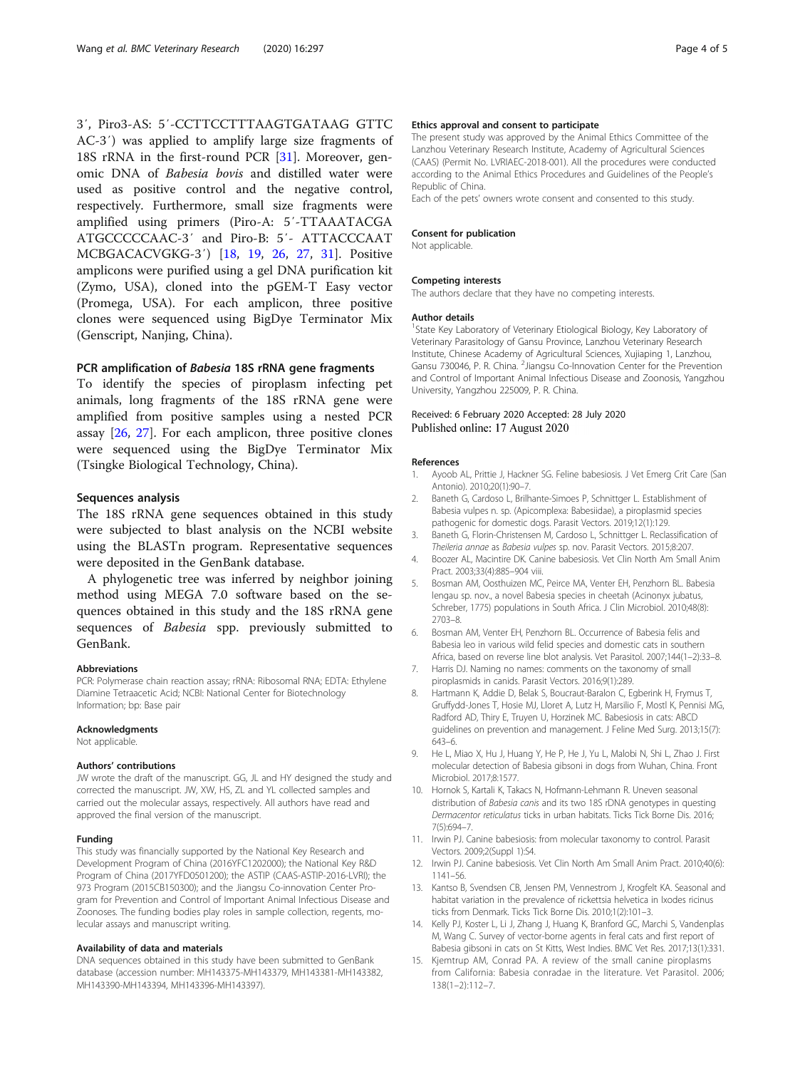3′, Piro3-AS: 5′-CCTTCCTTTAAGTGATAAG GTTC AC-3′) was applied to amplify large size fragments of 18S rRNA in the first-round PCR [31]. Moreover, genomic DNA of *Babesia bovis* and distilled water were used as positive control and the negative control, respectively. Furthermore, small size fragments were amplified using primers (Piro-A: 5′-TTAAATACGA ATGCCCCCAAC-3′ and Piro-B: 5′- ATTACCCAAT MCBGACACVGKG-3′) [18, 19, 26, 27, 31]. Positive amplicons were purified using a gel DNA purification kit (Zymo, USA), cloned into the pGEM-T Easy vector (Promega, USA). For each amplicon, three positive clones were sequenced using BigDye Terminator Mix (Genscript, Nanjing, China).

### PCR amplification of *Babesia* 18S rRNA gene fragments

To identify the species of piroplasm infecting pet animals, long fragment*s* of the 18S rRNA gene were amplified from positive samples using a nested PCR assay [26, 27]. For each amplicon, three positive clones were sequenced using the BigDye Terminator Mix (Tsingke Biological Technology, China).

### Sequences analysis

The 18S rRNA gene sequences obtained in this study were subjected to blast analysis on the NCBI website using the BLASTn program. Representative sequences were deposited in the GenBank database.

A phylogenetic tree was inferred by neighbor joining method using MEGA 7.0 software based on the sequences obtained in this study and the 18S rRNA gene sequences of *Babesia* spp. previously submitted to GenBank.

#### Abbreviations

PCR: Polymerase chain reaction assay; rRNA: Ribosomal RNA; EDTA: Ethylene Diamine Tetraacetic Acid; NCBI: National Center for Biotechnology Information; bp: Base pair

#### Acknowledgments

Not applicable.

#### Authors' contributions

JW wrote the draft of the manuscript. GG, JL and HY designed the study and corrected the manuscript. JW, XW, HS, ZL and YL collected samples and carried out the molecular assays, respectively. All authors have read and approved the final version of the manuscript.

#### Funding

This study was financially supported by the National Key Research and Development Program of China (2016YFC1202000); the National Key R&D Program of China (2017YFD0501200); the ASTIP (CAAS-ASTIP-2016-LVRI); the 973 Program (2015CB150300); and the Jiangsu Co-innovation Center Program for Prevention and Control of Important Animal Infectious Disease and Zoonoses. The funding bodies play roles in sample collection, regents, molecular assays and manuscript writing.

#### Availability of data and materials

DNA sequences obtained in this study have been submitted to GenBank database (accession number: MH143375-MH143379, MH143381-MH143382, MH143390-MH143394, MH143396-MH143397).

#### Ethics approval and consent to participate

The present study was approved by the Animal Ethics Committee of the Lanzhou Veterinary Research Institute, Academy of Agricultural Sciences (CAAS) (Permit No. LVRIAEC-2018-001). All the procedures were conducted according to the Animal Ethics Procedures and Guidelines of the People's Republic of China.

Each of the pets' owners wrote consent and consented to this study.

#### Consent for publication

Not applicable.

#### Competing interests

The authors declare that they have no competing interests.

#### Author details

[1]State Key Laboratory of Veterinary Etiological Biology, Key Laboratory of Veterinary Parasitology of Gansu Province, Lanzhou Veterinary Research Institute, Chinese Academy of Agricultural Sciences, Xujiaping 1, Lanzhou, Gansu 730046, P. R. China. [2]Jiangsu Co-Innovation Center for the Prevention and Control of Important Animal Infectious Disease and Zoonosis, Yangzhou University, Yangzhou 225009, P. R. China.

Received: 6 February 2020 Accepted: 28 July 2020
Published online: 17 August 2020

#### References

1. Ayoob AL, Prittie J, Hackner SG. Feline babesiosis. J Vet Emerg Crit Care (San Antonio). 2010;20(1):90–7.
2. Baneth G, Cardoso L, Brilhante-Simoes P, Schnittger L. Establishment of Babesia vulpes n. sp. (Apicomplexa: Babesiidae), a piroplasmid species pathogenic for domestic dogs. Parasit Vectors. 2019;12(1):129.
3. Baneth G, Florin-Christensen M, Cardoso L, Schnittger L. Reclassification of *Theileria annae* as *Babesia vulpes* sp. nov. Parasit Vectors. 2015;8:207.
4. Boozer AL, Macintire DK. Canine babesiosis. Vet Clin North Am Small Anim Pract. 2003;33(4):885–904 viii.
5. Bosman AM, Oosthuizen MC, Peirce MA, Venter EH, Penzhorn BL. Babesia lengau sp. nov., a novel Babesia species in cheetah (Acinonyx jubatus, Schreber, 1775) populations in South Africa. J Clin Microbiol. 2010;48(8): 2703–8.
6. Bosman AM, Venter EH, Penzhorn BL. Occurrence of Babesia felis and Babesia leo in various wild felid species and domestic cats in southern Africa, based on reverse line blot analysis. Vet Parasitol. 2007;144(1–2):33–8.
7. Harris DJ. Naming no names: comments on the taxonomy of small piroplasmids in canids. Parasit Vectors. 2016;9(1):289.
8. Hartmann K, Addie D, Belak S, Boucraut-Baralon C, Egberink H, Frymus T, Gruffydd-Jones T, Hosie MJ, Lloret A, Lutz H, Marsilio F, Mostl K, Pennisi MG, Radford AD, Thiry E, Truyen U, Horzinek MC. Babesiosis in cats: ABCD guidelines on prevention and management. J Feline Med Surg. 2013;15(7): 643–6.
9. He L, Miao X, Hu J, Huang Y, He P, He J, Yu L, Malobi N, Shi L, Zhao J. First molecular detection of Babesia gibsoni in dogs from Wuhan, China. Front Microbiol. 2017;8:1577.
10. Hornok S, Kartali K, Takacs N, Hofmann-Lehmann R. Uneven seasonal distribution of *Babesia canis* and its two 18S rDNA genotypes in questing *Dermacentor reticulatus* ticks in urban habitats. Ticks Tick Borne Dis. 2016; 7(5):694–7.
11. Irwin PJ. Canine babesiosis: from molecular taxonomy to control. Parasit Vectors. 2009;2(Suppl 1):S4.
12. Irwin PJ. Canine babesiosis. Vet Clin North Am Small Anim Pract. 2010;40(6): 1141–56.
13. Kantso B, Svendsen CB, Jensen PM, Vennestrom J, Krogfelt KA. Seasonal and habitat variation in the prevalence of rickettsia helvetica in Ixodes ricinus ticks from Denmark. Ticks Tick Borne Dis. 2010;1(2):101–3.
14. Kelly PJ, Koster L, Li J, Zhang J, Huang K, Branford GC, Marchi S, Vandenplas M, Wang C. Survey of vector-borne agents in feral cats and first report of Babesia gibsoni in cats on St Kitts, West Indies. BMC Vet Res. 2017;13(1):331.
15. Kjemtrup AM, Conrad PA. A review of the small canine piroplasms from California: Babesia conradae in the literature. Vet Parasitol. 2006; 138(1–2):112–7.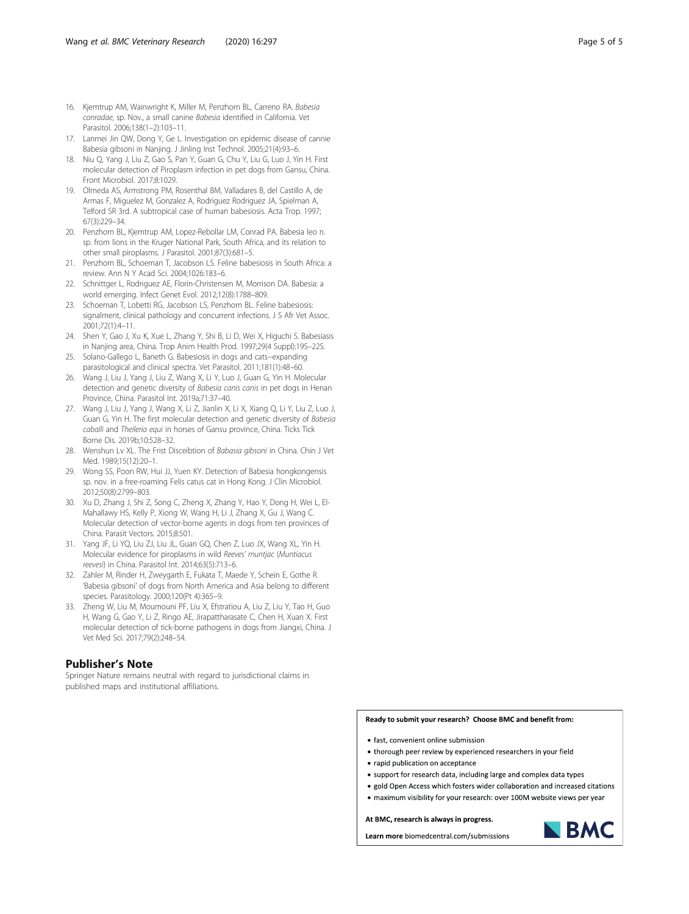16. Kjemtrup AM, Wainwright K, Miller M, Penzhorn BL, Carreno RA. *Babesia conradae*, sp. Nov., a small canine *Babesia* identified in California. Vet Parasitol. 2006;138(1–2):103–11.
17. Lanmei Jin QW, Dong Y, Ge L. Investigation on epidemic disease of cannie Babesia gibsoni in Nanjing. J Jinling Inst Technol. 2005;21(4):93–6.
18. Niu Q, Yang J, Liu Z, Gao S, Pan Y, Guan G, Chu Y, Liu G, Luo J, Yin H. First molecular detection of Piroplasm infection in pet dogs from Gansu, China. Front Microbiol. 2017;8:1029.
19. Olmeda AS, Armstrong PM, Rosenthal BM, Valladares B, del Castillo A, de Armas F, Miguelez M, Gonzalez A, Rodriguez Rodriguez JA, Spielman A, Telford SR 3rd. A subtropical case of human babesiosis. Acta Trop. 1997; 67(3):229–34.
20. Penzhorn BL, Kjemtrup AM, Lopez-Rebollar LM, Conrad PA. Babesia leo n. sp. from lions in the Kruger National Park, South Africa, and its relation to other small piroplasms. J Parasitol. 2001;87(3):681–5.
21. Penzhorn BL, Schoeman T, Jacobson LS. Feline babesiosis in South Africa: a review. Ann N Y Acad Sci. 2004;1026:183–6.
22. Schnittger L, Rodriguez AE, Florin-Christensen M, Morrison DA. Babesia: a world emerging. Infect Genet Evol. 2012;12(8):1788–809.
23. Schoeman T, Lobetti RG, Jacobson LS, Penzhorn BL. Feline babesiosis: signalment, clinical pathology and concurrent infections. J S Afr Vet Assoc. 2001;72(1):4–11.
24. Shen Y, Gao J, Xu K, Xue L, Zhang Y, Shi B, Li D, Wei X, Higuchi S. Babesiasis in Nanjing area, China. Trop Anim Health Prod. 1997;29(4 Suppl):19S–22S.
25. Solano-Gallego L, Baneth G. Babesiosis in dogs and cats--expanding parasitological and clinical spectra. Vet Parasitol. 2011;181(1):48–60.
26. Wang J, Liu J, Yang J, Liu Z, Wang X, Li Y, Luo J, Guan G, Yin H. Molecular detection and genetic diversity of *Babesia canis canis* in pet dogs in Henan Province, China. Parasitol Int. 2019a;71:37–40.
27. Wang J, Liu J, Yang J, Wang X, Li Z, Jianlin X, Li X, Xiang Q, Li Y, Liu Z, Luo J, Guan G, Yin H. The first molecular detection and genetic diversity of *Babesia caballi* and *Theileria equi* in horses of Gansu province, China. Ticks Tick Borne Dis. 2019b;10:528–32.
28. Wenshun Lv XL. The Frist Disceibtion of *Babasia gibsoni* in China. Chin J Vet Med. 1989;15(12):20–1.
29. Wong SS, Poon RW, Hui JJ, Yuen KY. Detection of Babesia hongkongensis sp. nov. in a free-roaming Felis catus cat in Hong Kong. J Clin Microbiol. 2012;50(8):2799–803.
30. Xu D, Zhang J, Shi Z, Song C, Zheng X, Zhang Y, Hao Y, Dong H, Wei L, El-Mahallawy HS, Kelly P, Xiong W, Wang H, Li J, Zhang X, Gu J, Wang C. Molecular detection of vector-borne agents in dogs from ten provinces of China. Parasit Vectors. 2015;8:501.
31. Yang JF, Li YQ, Liu ZJ, Liu JL, Guan GQ, Chen Z, Luo JX, Wang XL, Yin H. Molecular evidence for piroplasms in wild *Reeves' muntjac* (*Muntiacus reevesi*) in China. Parasitol Int. 2014;63(5):713–6.
32. Zahler M, Rinder H, Zweygarth E, Fukata T, Maede Y, Schein E, Gothe R. 'Babesia gibsoni' of dogs from North America and Asia belong to different species. Parasitology. 2000;120(Pt 4):365–9.
33. Zheng W, Liu M, Moumouni PF, Liu X, Efstratiou A, Liu Z, Liu Y, Tao H, Guo H, Wang G, Gao Y, Li Z, Ringo AE, Jirapattharasate C, Chen H, Xuan X. First molecular detection of tick-borne pathogens in dogs from Jiangxi, China. J Vet Med Sci. 2017;79(2):248–54.

## Publisher's Note

Springer Nature remains neutral with regard to jurisdictional claims in published maps and institutional affiliations.

**Ready to submit your research? Choose BMC and benefit from:**

- fast, convenient online submission
- thorough peer review by experienced researchers in your field
- rapid publication on acceptance
- support for research data, including large and complex data types
- gold Open Access which fosters wider collaboration and increased citations
- maximum visibility for your research: over 100M website views per year

**At BMC, research is always in progress.**

**Learn more** biomedcentral.com/submissions

BMC